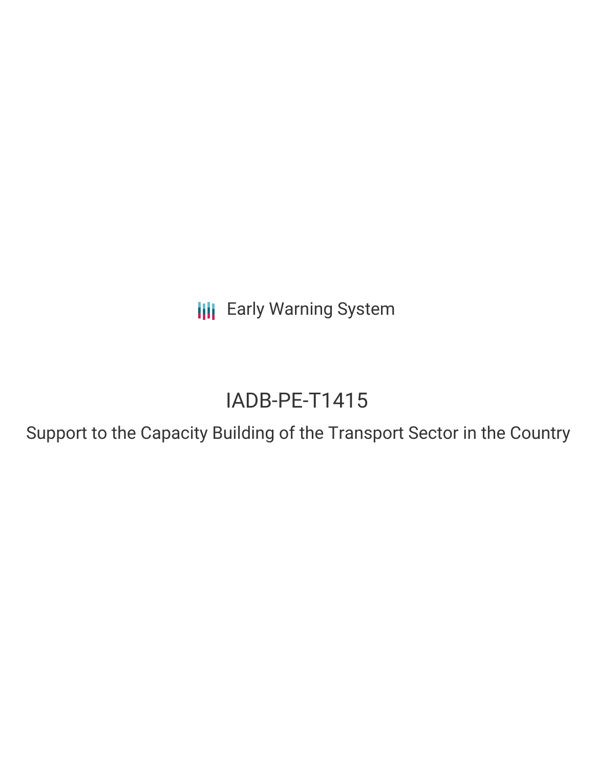Early Warning System

# IADB-PE-T1415

## Support to the Capacity Building of the Transport Sector in the Country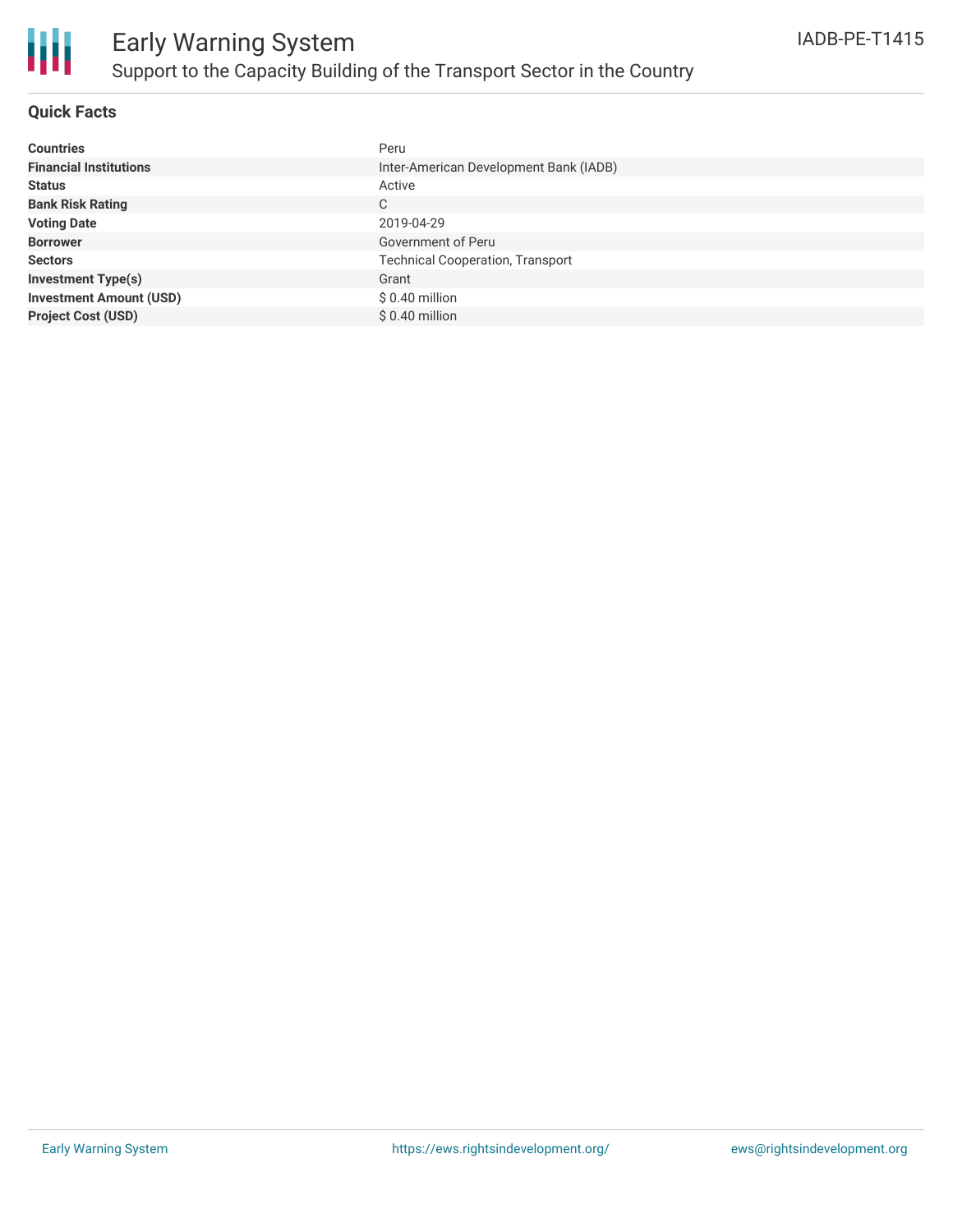# Early Warning System

## Support to the Capacity Building of the Transport Sector in the Country

IADB-PE-T1415

### Quick Facts

| | |
|---|---|
| **Countries** | Peru |
| **Financial Institutions** | Inter-American Development Bank (IADB) |
| **Status** | Active |
| **Bank Risk Rating** | C |
| **Voting Date** | 2019-04-29 |
| **Borrower** | Government of Peru |
| **Sectors** | Technical Cooperation, Transport |
| **Investment Type(s)** | Grant |
| **Investment Amount (USD)** | $ 0.40 million |
| **Project Cost (USD)** | $ 0.40 million |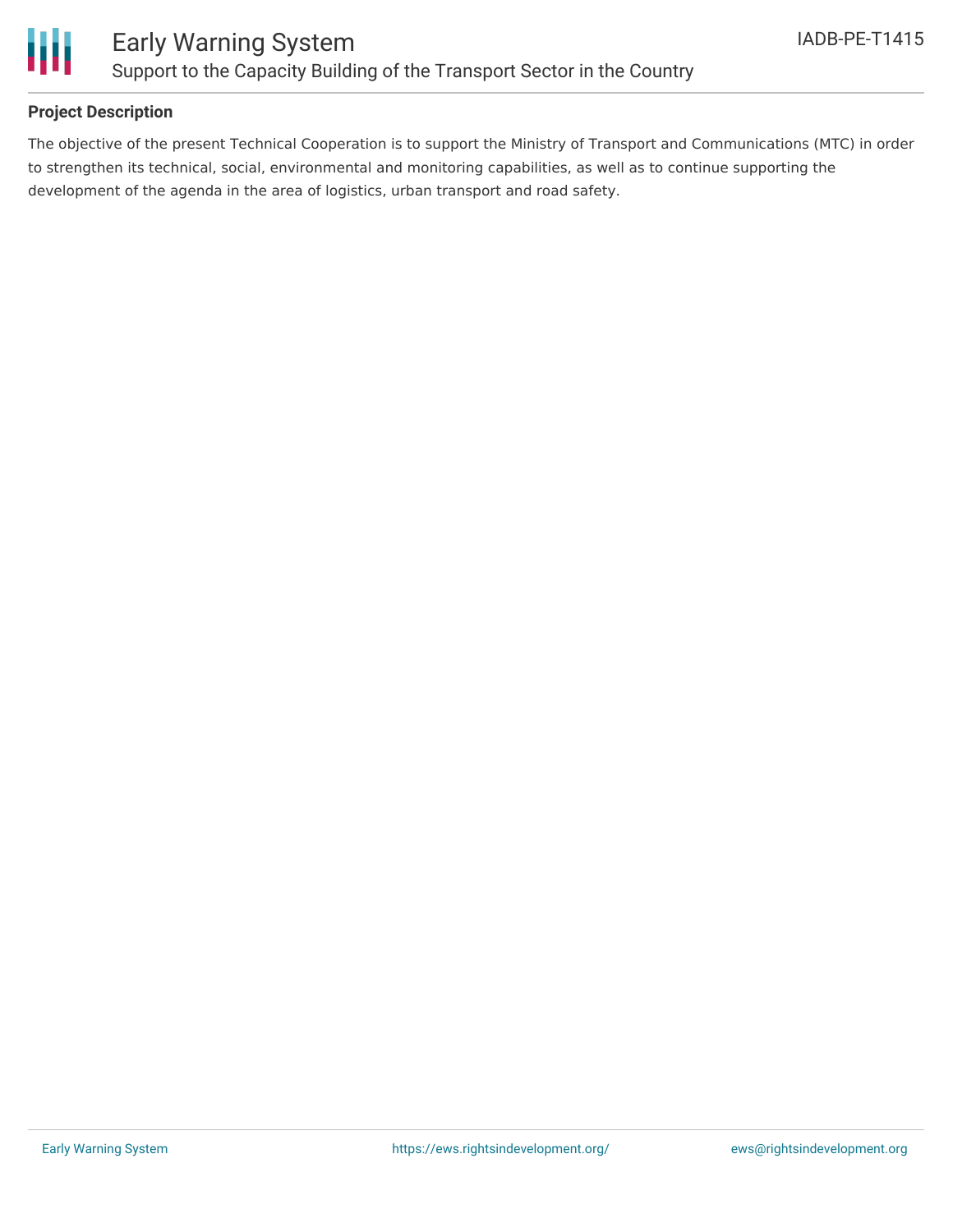**Project Description**

The objective of the present Technical Cooperation is to support the Ministry of Transport and Communications (MTC) in order to strengthen its technical, social, environmental and monitoring capabilities, as well as to continue supporting the development of the agenda in the area of logistics, urban transport and road safety.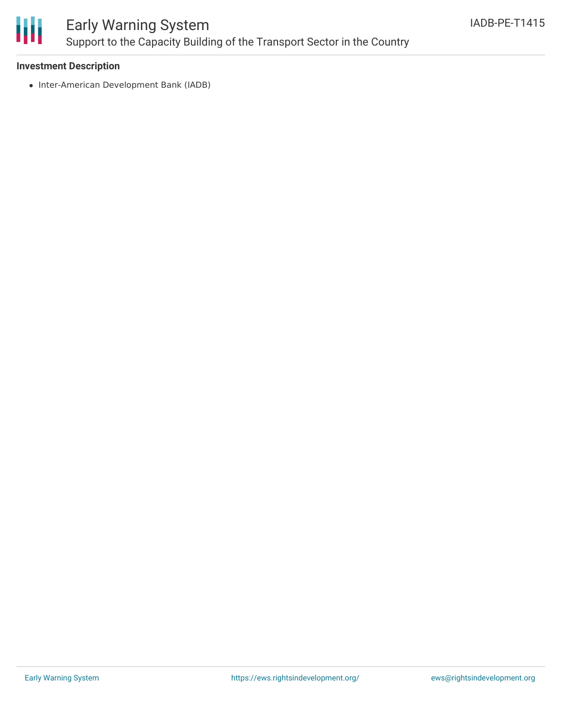**Investment Description**

- Inter-American Development Bank (IADB)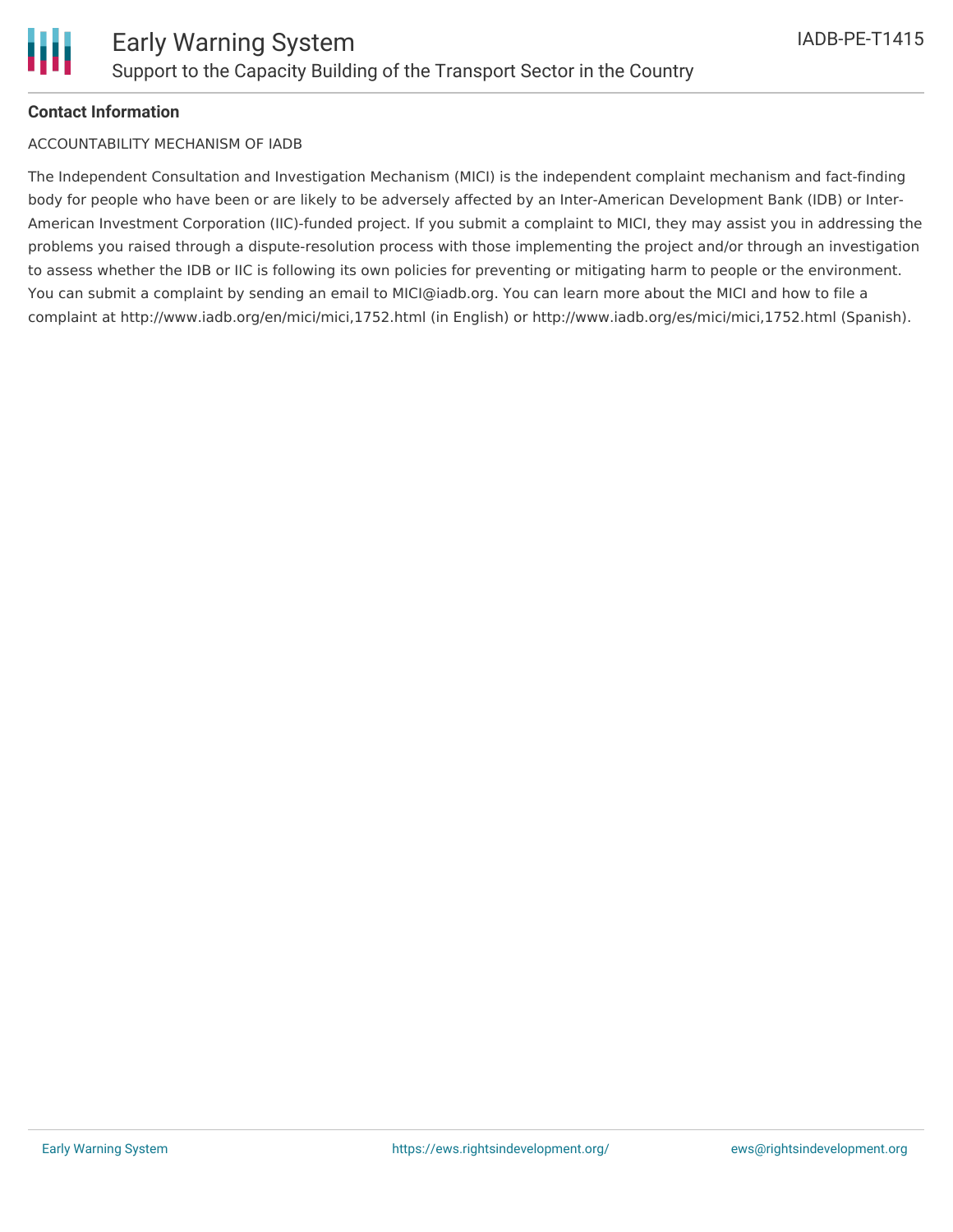**Contact Information**

ACCOUNTABILITY MECHANISM OF IADB

The Independent Consultation and Investigation Mechanism (MICI) is the independent complaint mechanism and fact-finding body for people who have been or are likely to be adversely affected by an Inter-American Development Bank (IDB) or Inter-American Investment Corporation (IIC)-funded project. If you submit a complaint to MICI, they may assist you in addressing the problems you raised through a dispute-resolution process with those implementing the project and/or through an investigation to assess whether the IDB or IIC is following its own policies for preventing or mitigating harm to people or the environment. You can submit a complaint by sending an email to MICI@iadb.org. You can learn more about the MICI and how to file a complaint at http://www.iadb.org/en/mici/mici,1752.html (in English) or http://www.iadb.org/es/mici/mici,1752.html (Spanish).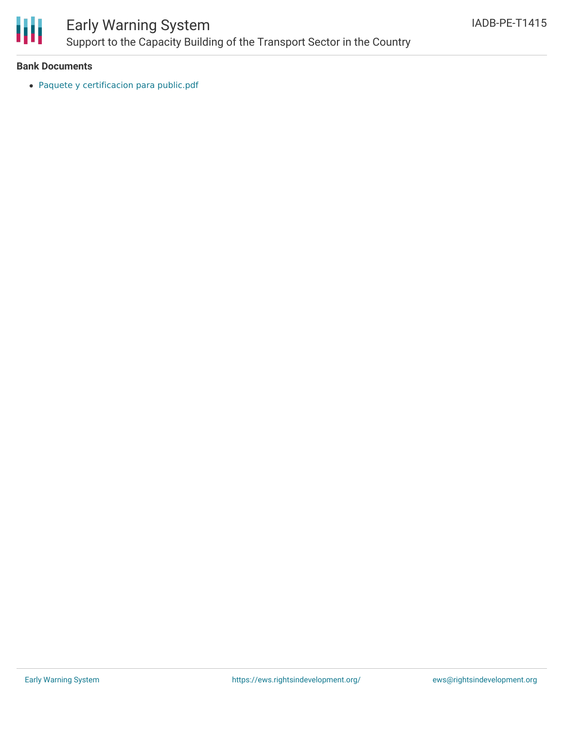**Bank Documents**

- Paquete y certificacion para public.pdf